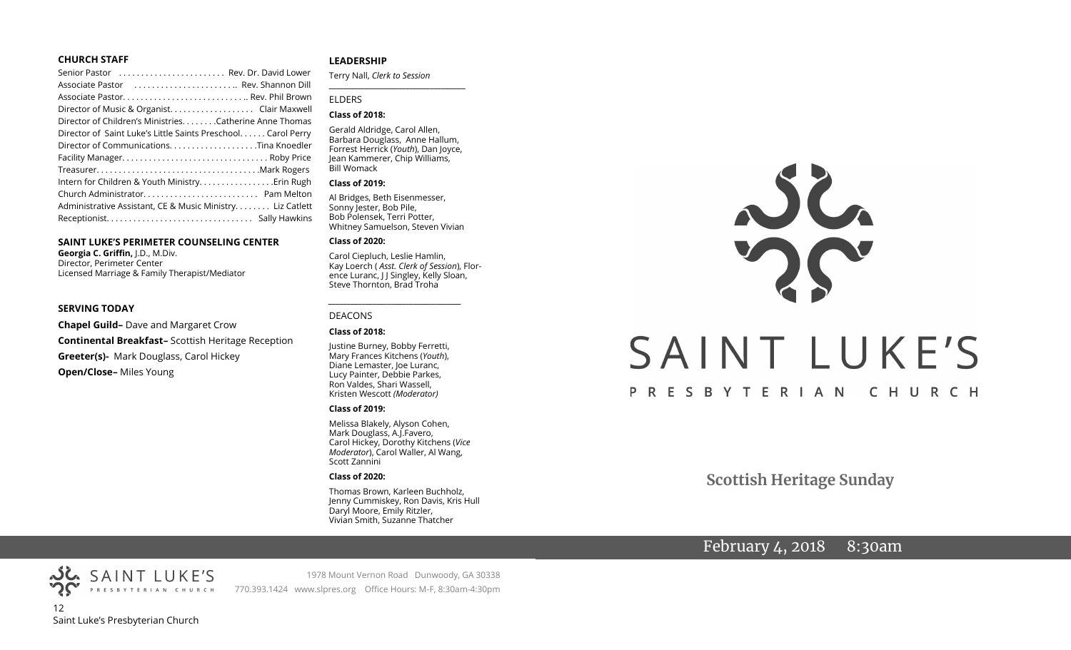### CHURCH STAFF

Senior Pastor . . . . . . . . . . . . . . . . . . . . . . . Rev. Dr. David Lower
Associate Pastor . . . . . . . . . . . . . . . . . . . . . .. Rev. Shannon Dill
Associate Pastor. . . . . . . . . . . . . . . . . . . . . . . . . . .. Rev. Phil Brown
Director of Music & Organist. . . . . . . . . . . . . . . . . . Clair Maxwell
Director of Children's Ministries. . . . . . . .Catherine Anne Thomas
Director of Saint Luke's Little Saints Preschool. . . . . . Carol Perry
Director of Communications. . . . . . . . . . . . . . . . . . . .Tina Knoedler
Facility Manager. . . . . . . . . . . . . . . . . . . . . . . . . . . . . . . . Roby Price
Treasurer. . . . . . . . . . . . . . . . . . . . . . . . . . . . . . . . . . . .Mark Rogers
Intern for Children & Youth Ministry. . . . . . . . . . . . . . . . .Erin Rugh
Church Administrator. . . . . . . . . . . . . . . . . . . . . . . . . Pam Melton
Administrative Assistant, CE & Music Ministry. . . . . . . . Liz Catlett
Receptionist. . . . . . . . . . . . . . . . . . . . . . . . . . . . . . . . Sally Hawkins

### SAINT LUKE'S PERIMETER COUNSELING CENTER

**Georgia C. Griffin,** J.D., M.Div.
Director, Perimeter Center
Licensed Marriage & Family Therapist/Mediator

### SERVING TODAY

**Chapel Guild–** Dave and Margaret Crow
**Continental Breakfast–** Scottish Heritage Reception
**Greeter(s)-** Mark Douglass, Carol Hickey
**Open/Close–** Miles Young

### LEADERSHIP

Terry Nall, *Clerk to Session*

ELDERS

**Class of 2018:**

Gerald Aldridge, Carol Allen, Barbara Douglass, Anne Hallum, Forrest Herrick (*Youth*), Dan Joyce, Jean Kammerer, Chip Williams, Bill Womack

**Class of 2019:**

Al Bridges, Beth Eisenmesser, Sonny Jester, Bob Pile, Bob Polensek, Terri Potter, Whitney Samuelson, Steven Vivian

**Class of 2020:**

Carol Ciepluch, Leslie Hamlin, Kay Loerch ( *Asst. Clerk of Session*), Florence Luranc, J J Singley, Kelly Sloan, Steve Thornton, Brad Troha

DEACONS

**Class of 2018:**

Justine Burney, Bobby Ferretti, Mary Frances Kitchens (*Youth*), Diane Lemaster, Joe Luranc, Lucy Painter, Debbie Parkes, Ron Valdes, Shari Wassell, Kristen Wescott *(Moderator)*

**Class of 2019:**

Melissa Blakely, Alyson Cohen, Mark Douglass, A.J.Favero, Carol Hickey, Dorothy Kitchens (*Vice Moderator*), Carol Waller, Al Wang, Scott Zannini

**Class of 2020:**

Thomas Brown, Karleen Buchholz, Jenny Cummiskey, Ron Davis, Kris Hull Daryl Moore, Emily Ritzler, Vivian Smith, Suzanne Thatcher

# SAINT LUKE'S PRESBYTERIAN CHURCH

## Scottish Heritage Sunday

February 4, 2018 8:30am

SAINT LUKE'S PRESBYTERIAN CHURCH
1978 Mount Vernon Road Dunwoody, GA 30338
770.393.1424 www.slpres.org Office Hours: M-F, 8:30am-4:30pm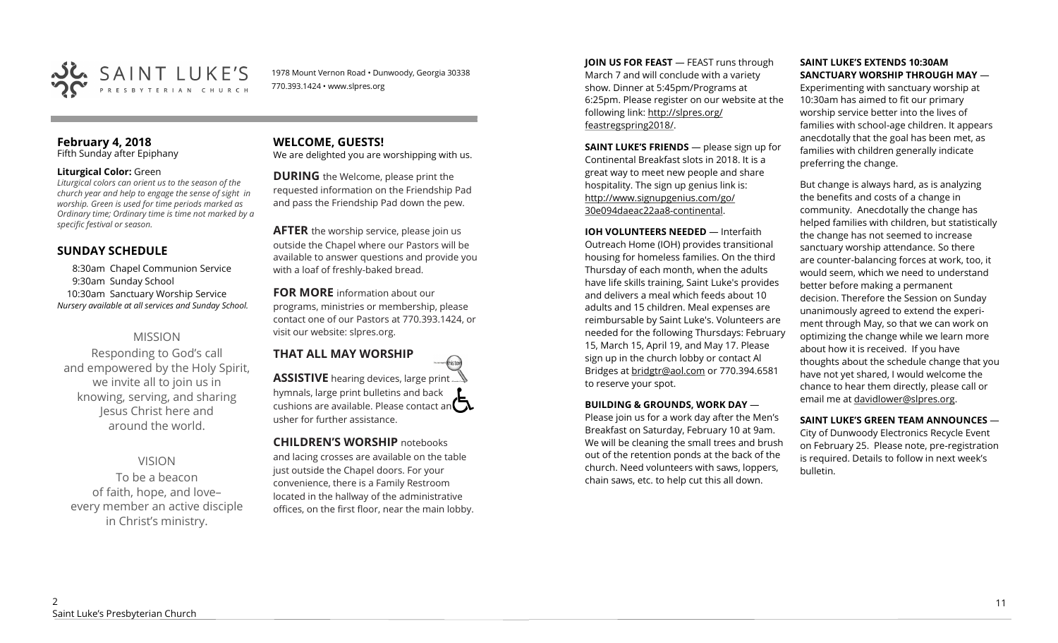SAINT LUKE'S PRESBYTERIAN CHURCH

1978 Mount Vernon Road • Dunwoody, Georgia 30338
770.393.1424 • www.slpres.org

## February 4, 2018
Fifth Sunday after Epiphany

**Liturgical Color:** Green
*Liturgical colors can orient us to the season of the church year and help to engage the sense of sight in worship. Green is used for time periods marked as Ordinary time; Ordinary time is time not marked by a specific festival or season.*

## SUNDAY SCHEDULE

8:30am Chapel Communion Service
9:30am Sunday School
10:30am Sanctuary Worship Service
*Nursery available at all services and Sunday School.*

## MISSION

Responding to God's call and empowered by the Holy Spirit, we invite all to join us in knowing, serving, and sharing Jesus Christ here and around the world.

## VISION

To be a beacon of faith, hope, and love– every member an active disciple in Christ's ministry.

## WELCOME, GUESTS!

We are delighted you are worshipping with us.

**DURING** the Welcome, please print the requested information on the Friendship Pad and pass the Friendship Pad down the pew.

**AFTER** the worship service, please join us outside the Chapel where our Pastors will be available to answer questions and provide you with a loaf of freshly-baked bread.

**FOR MORE** information about our programs, ministries or membership, please contact one of our Pastors at 770.393.1424, or visit our website: slpres.org.

## THAT ALL MAY WORSHIP

**ASSISTIVE** hearing devices, large print hymnals, large print bulletins and back cushions are available. Please contact an usher for further assistance.

**CHILDREN'S WORSHIP** notebooks and lacing crosses are available on the table just outside the Chapel doors. For your convenience, there is a Family Restroom located in the hallway of the administrative offices, on the first floor, near the main lobby.

**JOIN US FOR FEAST** — FEAST runs through March 7 and will conclude with a variety show. Dinner at 5:45pm/Programs at 6:25pm. Please register on our website at the following link: http://slpres.org/feastregspring2018/.

**SAINT LUKE'S FRIENDS** — please sign up for Continental Breakfast slots in 2018. It is a great way to meet new people and share hospitality. The sign up genius link is: http://www.signupgenius.com/go/30e094daeac22aa8-continental.

**IOH VOLUNTEERS NEEDED** — Interfaith Outreach Home (IOH) provides transitional housing for homeless families. On the third Thursday of each month, when the adults have life skills training, Saint Luke's provides and delivers a meal which feeds about 10 adults and 15 children. Meal expenses are reimbursable by Saint Luke's. Volunteers are needed for the following Thursdays: February 15, March 15, April 19, and May 17. Please sign up in the church lobby or contact Al Bridges at bridgtr@aol.com or 770.394.6581 to reserve your spot.

**BUILDING & GROUNDS, WORK DAY** — Please join us for a work day after the Men's Breakfast on Saturday, February 10 at 9am. We will be cleaning the small trees and brush out of the retention ponds at the back of the church. Need volunteers with saws, loppers, chain saws, etc. to help cut this all down.

**SAINT LUKE'S EXTENDS 10:30AM SANCTUARY WORSHIP THROUGH MAY** — Experimenting with sanctuary worship at 10:30am has aimed to fit our primary worship service better into the lives of families with school-age children. It appears anecdotally that the goal has been met, as families with children generally indicate preferring the change.

But change is always hard, as is analyzing the benefits and costs of a change in community. Anecdotally the change has helped families with children, but statistically the change has not seemed to increase sanctuary worship attendance. So there are counter-balancing forces at work, too, it would seem, which we need to understand better before making a permanent decision. Therefore the Session on Sunday unanimously agreed to extend the experiment through May, so that we can work on optimizing the change while we learn more about how it is received. If you have thoughts about the schedule change that you have not yet shared, I would welcome the chance to hear them directly, please call or email me at davidlower@slpres.org.

**SAINT LUKE'S GREEN TEAM ANNOUNCES** — City of Dunwoody Electronics Recycle Event on February 25. Please note, pre-registration is required. Details to follow in next week's bulletin.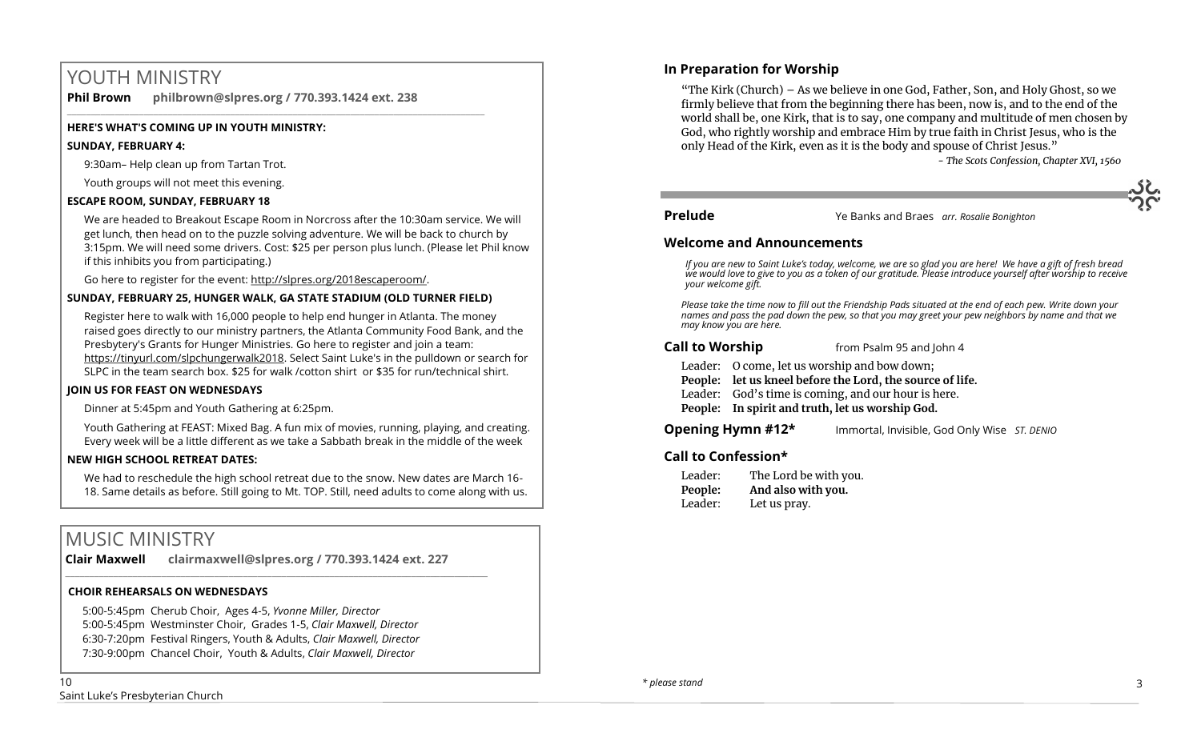# YOUTH MINISTRY

**Phil Brown philbrown@slpres.org / 770.393.1424 ext. 238**

**HERE'S WHAT'S COMING UP IN YOUTH MINISTRY:**

**SUNDAY, FEBRUARY 4:**

9:30am– Help clean up from Tartan Trot.

Youth groups will not meet this evening.

**ESCAPE ROOM, SUNDAY, FEBRUARY 18**

We are headed to Breakout Escape Room in Norcross after the 10:30am service. We will get lunch, then head on to the puzzle solving adventure. We will be back to church by 3:15pm. We will need some drivers. Cost: $25 per person plus lunch. (Please let Phil know if this inhibits you from participating.)

Go here to register for the event: http://slpres.org/2018escaperoom/.

**SUNDAY, FEBRUARY 25, HUNGER WALK, GA STATE STADIUM (OLD TURNER FIELD)**

Register here to walk with 16,000 people to help end hunger in Atlanta. The money raised goes directly to our ministry partners, the Atlanta Community Food Bank, and the Presbytery's Grants for Hunger Ministries. Go here to register and join a team: https://tinyurl.com/slpchungerwalk2018. Select Saint Luke's in the pulldown or search for SLPC in the team search box. $25 for walk /cotton shirt or $35 for run/technical shirt.

**JOIN US FOR FEAST ON WEDNESDAYS**

Dinner at 5:45pm and Youth Gathering at 6:25pm.

Youth Gathering at FEAST: Mixed Bag. A fun mix of movies, running, playing, and creating. Every week will be a little different as we take a Sabbath break in the middle of the week

**NEW HIGH SCHOOL RETREAT DATES:**

We had to reschedule the high school retreat due to the snow. New dates are March 16-18. Same details as before. Still going to Mt. TOP. Still, need adults to come along with us.

# MUSIC MINISTRY

**Clair Maxwell clairmaxwell@slpres.org / 770.393.1424 ext. 227**

**CHOIR REHEARSALS ON WEDNESDAYS**

5:00-5:45pm Cherub Choir, Ages 4-5, *Yvonne Miller, Director*
5:00-5:45pm Westminster Choir, Grades 1-5, *Clair Maxwell, Director*
6:30-7:20pm Festival Ringers, Youth & Adults, *Clair Maxwell, Director*
7:30-9:00pm Chancel Choir, Youth & Adults, *Clair Maxwell, Director*

## In Preparation for Worship

"The Kirk (Church) – As we believe in one God, Father, Son, and Holy Ghost, so we firmly believe that from the beginning there has been, now is, and to the end of the world shall be, one Kirk, that is to say, one company and multitude of men chosen by God, who rightly worship and embrace Him by true faith in Christ Jesus, who is the only Head of the Kirk, even as it is the body and spouse of Christ Jesus."

*- The Scots Confession, Chapter XVI, 1560*

**Prelude** Ye Banks and Braes *arr. Rosalie Bonighton*

## Welcome and Announcements

*If you are new to Saint Luke's today, welcome, we are so glad you are here! We have a gift of fresh bread we would love to give to you as a token of our gratitude. Please introduce yourself after worship to receive your welcome gift.*

*Please take the time now to fill out the Friendship Pads situated at the end of each pew. Write down your names and pass the pad down the pew, so that you may greet your pew neighbors by name and that we may know you are here.*

**Call to Worship** from Psalm 95 and John 4

Leader: O come, let us worship and bow down;
**People: let us kneel before the Lord, the source of life.**
Leader: God's time is coming, and our hour is here.
**People: In spirit and truth, let us worship God.**

**Opening Hymn #12\*** Immortal, Invisible, God Only Wise *ST. DENIO*

## Call to Confession\*

Leader: The Lord be with you.
**People: And also with you.**
Leader: Let us pray.

*\* please stand*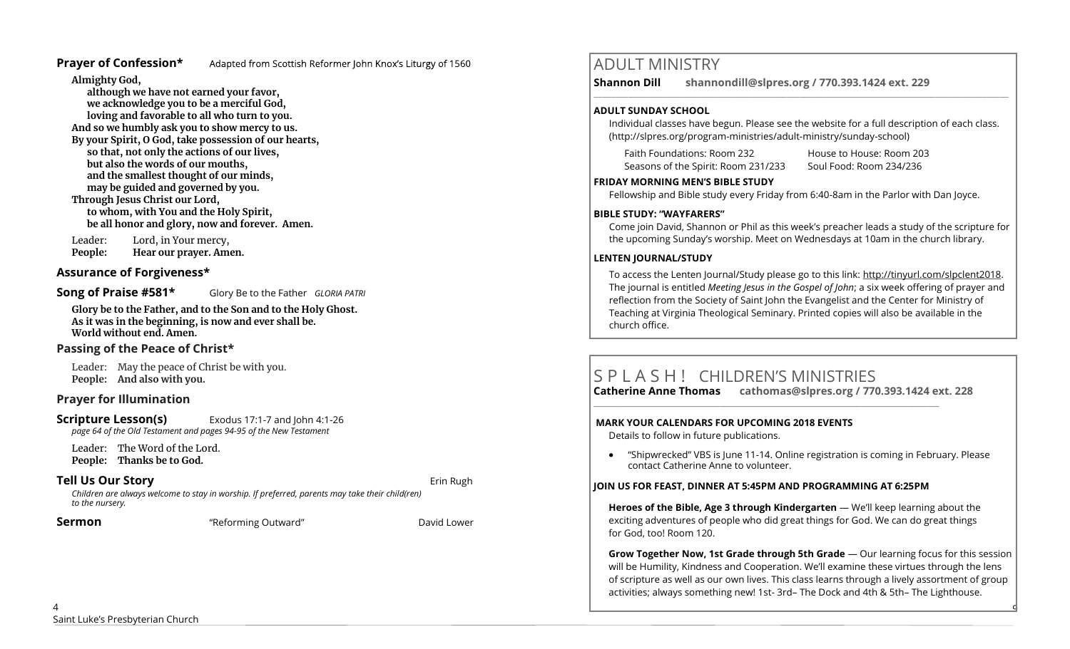**Prayer of Confession*** Adapted from Scottish Reformer John Knox's Liturgy of 1560

**Almighty God,**
**although we have not earned your favor,**
**we acknowledge you to be a merciful God,**
**loving and favorable to all who turn to you.**
**And so we humbly ask you to show mercy to us.**
**By your Spirit, O God, take possession of our hearts,**
**so that, not only the actions of our lives,**
**but also the words of our mouths,**
**and the smallest thought of our minds,**
**may be guided and governed by you.**
**Through Jesus Christ our Lord,**
**to whom, with You and the Holy Spirit,**
**be all honor and glory, now and forever. Amen.**

Leader: Lord, in Your mercy,
**People: Hear our prayer. Amen.**

### Assurance of Forgiveness*

**Song of Praise #581*** Glory Be to the Father *GLORIA PATRI*

**Glory be to the Father, and to the Son and to the Holy Ghost.**
**As it was in the beginning, is now and ever shall be.**
**World without end. Amen.**

### Passing of the Peace of Christ*

Leader: May the peace of Christ be with you.
**People: And also with you.**

### Prayer for Illumination

**Scripture Lesson(s)** Exodus 17:1-7 and John 4:1-26
*page 64 of the Old Testament and pages 94-95 of the New Testament*

Leader: The Word of the Lord.
**People: Thanks be to God.**

**Tell Us Our Story** Erin Rugh
*Children are always welcome to stay in worship. If preferred, parents may take their child(ren) to the nursery.*

**Sermon** "Reforming Outward" David Lower

## ADULT MINISTRY

**Shannon Dill shannondill@slpres.org / 770.393.1424 ext. 229**

**ADULT SUNDAY SCHOOL**

Individual classes have begun. Please see the website for a full description of each class. (http://slpres.org/program-ministries/adult-ministry/sunday-school)

Faith Foundations: Room 232
House to House: Room 203
Seasons of the Spirit: Room 231/233
Soul Food: Room 234/236

**FRIDAY MORNING MEN'S BIBLE STUDY**

Fellowship and Bible study every Friday from 6:40-8am in the Parlor with Dan Joyce.

**BIBLE STUDY: "WAYFARERS"**

Come join David, Shannon or Phil as this week's preacher leads a study of the scripture for the upcoming Sunday's worship. Meet on Wednesdays at 10am in the church library.

**LENTEN JOURNAL/STUDY**

To access the Lenten Journal/Study please go to this link: http://tinyurl.com/slpclent2018. The journal is entitled *Meeting Jesus in the Gospel of John*; a six week offering of prayer and reflection from the Society of Saint John the Evangelist and the Center for Ministry of Teaching at Virginia Theological Seminary. Printed copies will also be available in the church office.

## S P L A S H ! CHILDREN'S MINISTRIES

**Catherine Anne Thomas cathomas@slpres.org / 770.393.1424 ext. 228**

**MARK YOUR CALENDARS FOR UPCOMING 2018 EVENTS**

Details to follow in future publications.

- "Shipwrecked" VBS is June 11-14. Online registration is coming in February. Please contact Catherine Anne to volunteer.

**JOIN US FOR FEAST, DINNER AT 5:45PM AND PROGRAMMING AT 6:25PM**

**Heroes of the Bible, Age 3 through Kindergarten** — We'll keep learning about the exciting adventures of people who did great things for God. We can do great things for God, too! Room 120.

**Grow Together Now, 1st Grade through 5th Grade** — Our learning focus for this session will be Humility, Kindness and Cooperation. We'll examine these virtues through the lens of scripture as well as our own lives. This class learns through a lively assortment of group activities; always something new! 1st- 3rd– The Dock and 4th & 5th– The Lighthouse.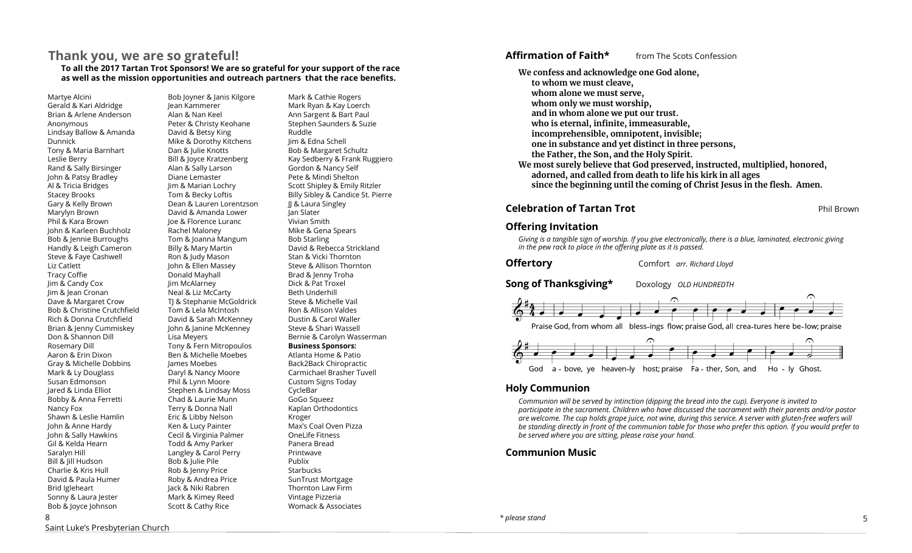## Thank you, we are so grateful!

**To all the 2017 Tartan Trot Sponsors! We are so grateful for your support of the race as well as the mission opportunities and outreach partners that the race benefits.**

Martye Alcini
Gerald & Kari Aldridge
Brian & Arlene Anderson
Anonymous
Lindsay Ballow & Amanda Dunnick
Tony & Maria Barnhart
Leslie Berry
Rand & Sally Birsinger
John & Patsy Bradley
Al & Tricia Bridges
Stacey Brooks
Gary & Kelly Brown
Marylyn Brown
Phil & Kara Brown
John & Karleen Buchholz
Bob & Jennie Burroughs
Handly & Leigh Cameron
Steve & Faye Cashwell
Liz Catlett
Tracy Coffie
Jim & Candy Cox
Jim & Jean Cronan
Dave & Margaret Crow
Bob & Christine Crutchfield
Rich & Donna Crutchfield
Brian & Jenny Cummiskey
Don & Shannon Dill
Rosemary Dill
Aaron & Erin Dixon
Gray & Michelle Dobbins
Mark & Ly Douglass
Susan Edmonson
Jared & Linda Elliot
Bobby & Anna Ferretti
Nancy Fox
Shawn & Leslie Hamlin
John & Anne Hardy
John & Sally Hawkins
Gil & Kelda Hearn
Saralyn Hill
Bill & Jill Hudson
Charlie & Kris Hull
David & Paula Humer
Brid Igleheart
Sonny & Laura Jester
Bob & Joyce Johnson
Bob Joyner & Janis Kilgore
Jean Kammerer
Alan & Nan Keel
Peter & Christy Keohane
David & Betsy King
Mike & Dorothy Kitchens
Dan & Julie Knotts
Bill & Joyce Kratzenberg
Alan & Sally Larson
Diane Lemaster
Jim & Marian Lochry
Tom & Becky Loftis
Dean & Lauren Lorentzson
David & Amanda Lower
Joe & Florence Luranc
Rachel Maloney
Tom & Joanna Mangum
Billy & Mary Martin
Ron & Judy Mason
John & Ellen Massey
Donald Mayhall
Jim McAlarney
Neal & Liz McCarty
TJ & Stephanie McGoldrick
Tom & Lela McIntosh
David & Sarah McKenney
John & Janine McKenney
Lisa Meyers
Tony & Fern Mitropoulos
Ben & Michelle Moebes
James Moebes
Daryl & Nancy Moore
Phil & Lynn Moore
Stephen & Lindsay Moss
Chad & Laurie Munn
Terry & Donna Nall
Eric & Libby Nelson
Ken & Lucy Painter
Cecil & Virginia Palmer
Todd & Amy Parker
Langley & Carol Perry
Bob & Julie Pile
Rob & Jenny Price
Roby & Andrea Price
Jack & Niki Rabren
Mark & Kimey Reed
Scott & Cathy Rice
Mark & Cathie Rogers
Mark Ryan & Kay Loerch
Ann Sargent & Bart Paul
Stephen Saunders & Suzie Ruddle
Jim & Edna Schell
Bob & Margaret Schultz
Kay Sedberry & Frank Ruggiero
Gordon & Nancy Self
Pete & Mindi Shelton
Scott Shipley & Emily Ritzler
Billy Sibley & Candice St. Pierre
JJ & Laura Singley
Jan Slater
Vivian Smith
Mike & Gena Spears
Bob Starling
David & Rebecca Strickland
Stan & Vicki Thornton
Steve & Allison Thornton
Brad & Jenny Troha
Dick & Pat Troxel
Beth Underhill
Steve & Michelle Vail
Ron & Allison Valdes
Dustin & Carol Waller
Steve & Shari Wassell
Bernie & Carolyn Wasserman

**Business Sponsors:**
Atlanta Home & Patio
Back2Back Chiropractic
Carmichael Brasher Tuvell
Custom Signs Today
CycleBar
GoGo Squeez
Kaplan Orthodontics
Kroger
Max's Coal Oven Pizza
OneLife Fitness
Panera Bread
Printwave
Publix
Starbucks
SunTrust Mortgage
Thornton Law Firm
Vintage Pizzeria
Womack & Associates

### Affirmation of Faith* from The Scots Confession

**We confess and acknowledge one God alone,**
**to whom we must cleave,**
**whom alone we must serve,**
**whom only we must worship,**
**and in whom alone we put our trust.**
**who is eternal, infinite, immeasurable,**
**incomprehensible, omnipotent, invisible;**
**one in substance and yet distinct in three persons,**
**the Father, the Son, and the Holy Spirit.**
**We most surely believe that God preserved, instructed, multiplied, honored,**
**adorned, and called from death to life his kirk in all ages**
**since the beginning until the coming of Christ Jesus in the flesh. Amen.**

### Celebration of Tartan Trot — Phil Brown

### Offering Invitation

*Giving is a tangible sign of worship. If you give electronically, there is a blue, laminated, electronic giving in the pew rack to place in the offering plate as it is passed.*

### Offertory — Comfort *arr. Richard Lloyd*

### Song of Thanksgiving* — Doxology *OLD HUNDREDTH*

Praise God, from whom all blessings flow; praise God, all creatures here below; praise God above, ye heavenly host; praise Father, Son, and Holy Ghost.

### Holy Communion

*Communion will be served by intinction (dipping the bread into the cup). Everyone is invited to participate in the sacrament. Children who have discussed the sacrament with their parents and/or pastor are welcome. The cup holds grape juice, not wine, during this service. A server with gluten-free wafers will be standing directly in front of the communion table for those who prefer this option. If you would prefer to be served where you are sitting, please raise your hand.*

### Communion Music

*\* please stand*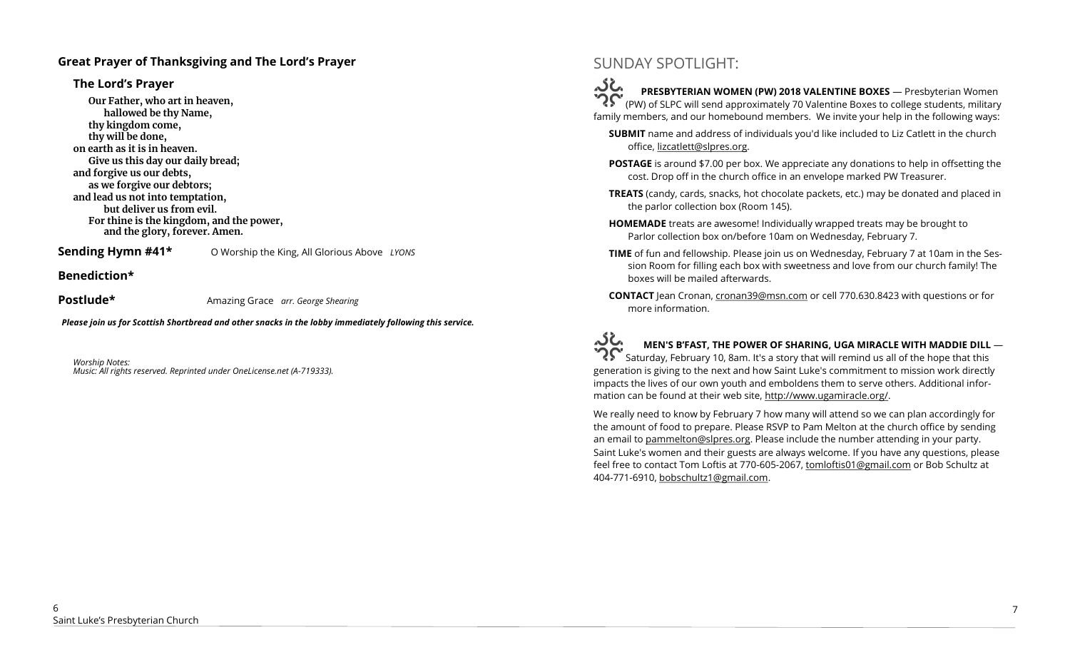**Great Prayer of Thanksgiving and The Lord's Prayer**

**The Lord's Prayer**

**Our Father, who art in heaven,**
**hallowed be thy Name,**
**thy kingdom come,**
**thy will be done,**
**on earth as it is in heaven.**
**Give us this day our daily bread;**
**and forgive us our debts,**
**as we forgive our debtors;**
**and lead us not into temptation,**
**but deliver us from evil.**
**For thine is the kingdom, and the power,**
**and the glory, forever. Amen.**

**Sending Hymn #41*** O Worship the King, All Glorious Above *LYONS*

**Benediction***

**Postlude*** Amazing Grace *arr. George Shearing*

***Please join us for Scottish Shortbread and other snacks in the lobby immediately following this service.***

*Worship Notes:*
*Music: All rights reserved. Reprinted under OneLicense.net (A-719333).*

## SUNDAY SPOTLIGHT:

**PRESBYTERIAN WOMEN (PW) 2018 VALENTINE BOXES** — Presbyterian Women (PW) of SLPC will send approximately 70 Valentine Boxes to college students, military family members, and our homebound members. We invite your help in the following ways:

**SUBMIT** name and address of individuals you'd like included to Liz Catlett in the church office, lizcatlett@slpres.org.

**POSTAGE** is around $7.00 per box. We appreciate any donations to help in offsetting the cost. Drop off in the church office in an envelope marked PW Treasurer.

**TREATS** (candy, cards, snacks, hot chocolate packets, etc.) may be donated and placed in the parlor collection box (Room 145).

**HOMEMADE** treats are awesome! Individually wrapped treats may be brought to Parlor collection box on/before 10am on Wednesday, February 7.

**TIME** of fun and fellowship. Please join us on Wednesday, February 7 at 10am in the Session Room for filling each box with sweetness and love from our church family! The boxes will be mailed afterwards.

**CONTACT** Jean Cronan, cronan39@msn.com or cell 770.630.8423 with questions or for more information.

**MEN'S B'FAST, THE POWER OF SHARING, UGA MIRACLE WITH MADDIE DILL** — Saturday, February 10, 8am. It's a story that will remind us all of the hope that this generation is giving to the next and how Saint Luke's commitment to mission work directly impacts the lives of our own youth and emboldens them to serve others. Additional information can be found at their web site, http://www.ugamiracle.org/.

We really need to know by February 7 how many will attend so we can plan accordingly for the amount of food to prepare. Please RSVP to Pam Melton at the church office by sending an email to pammelton@slpres.org. Please include the number attending in your party. Saint Luke's women and their guests are always welcome. If you have any questions, please feel free to contact Tom Loftis at 770-605-2067, tomloftis01@gmail.com or Bob Schultz at 404-771-6910, bobschultz1@gmail.com.